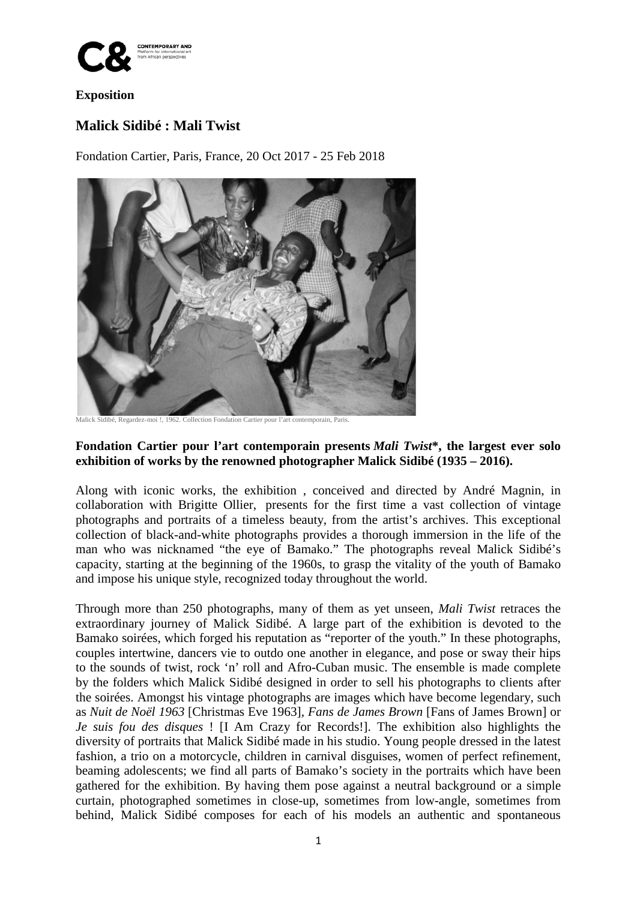**Exposition**

## Malick Sidibé : Mali Twist

Fondation Cartier, Paris, France, 20 Oct 2017 - 25 Feb 2018

Malick Sidibé, Regardez-moi !, 1962. Collection Fondation Cartier pour l'art contemporain, Paris.

**Fondation Cartier pour l'art contemporain presents *Mali Twist*\*, the largest ever solo exhibition of works by the renowned photographer Malick Sidibé (1935 – 2016).**

Along with iconic works, the exhibition , conceived and directed by André Magnin, in collaboration with Brigitte Ollier, presents for the first time a vast collection of vintage photographs and portraits of a timeless beauty, from the artist's archives. This exceptional collection of black-and-white photographs provides a thorough immersion in the life of the man who was nicknamed "the eye of Bamako." The photographs reveal Malick Sidibé's capacity, starting at the beginning of the 1960s, to grasp the vitality of the youth of Bamako and impose his unique style, recognized today throughout the world.

Through more than 250 photographs, many of them as yet unseen, *Mali Twist* retraces the extraordinary journey of Malick Sidibé. A large part of the exhibition is devoted to the Bamako soirées, which forged his reputation as "reporter of the youth." In these photographs, couples intertwine, dancers vie to outdo one another in elegance, and pose or sway their hips to the sounds of twist, rock 'n' roll and Afro-Cuban music. The ensemble is made complete by the folders which Malick Sidibé designed in order to sell his photographs to clients after the soirées. Amongst his vintage photographs are images which have become legendary, such as *Nuit de Noël 1963* [Christmas Eve 1963], *Fans de James Brown* [Fans of James Brown] or *Je suis fou des disques* ! [I Am Crazy for Records!]. The exhibition also highlights the diversity of portraits that Malick Sidibé made in his studio. Young people dressed in the latest fashion, a trio on a motorcycle, children in carnival disguises, women of perfect refinement, beaming adolescents; we find all parts of Bamako's society in the portraits which have been gathered for the exhibition. By having them pose against a neutral background or a simple curtain, photographed sometimes in close-up, sometimes from low-angle, sometimes from behind, Malick Sidibé composes for each of his models an authentic and spontaneous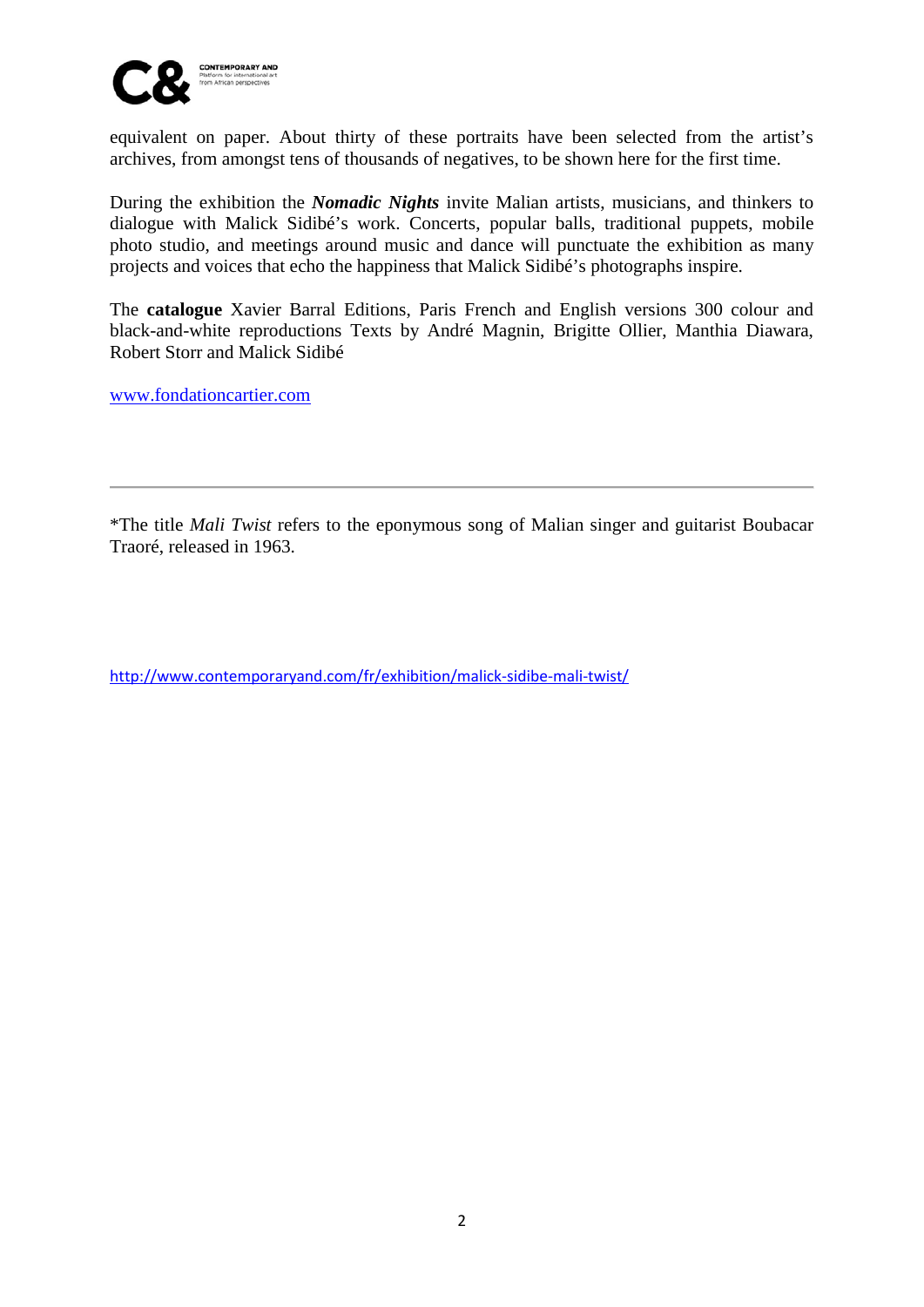equivalent on paper. About thirty of these portraits have been selected from the artist's archives, from amongst tens of thousands of negatives, to be shown here for the first time.

During the exhibition the ***Nomadic Nights*** invite Malian artists, musicians, and thinkers to dialogue with Malick Sidibé's work. Concerts, popular balls, traditional puppets, mobile photo studio, and meetings around music and dance will punctuate the exhibition as many projects and voices that echo the happiness that Malick Sidibé's photographs inspire.

The **catalogue** Xavier Barral Editions, Paris French and English versions 300 colour and black-and-white reproductions Texts by André Magnin, Brigitte Ollier, Manthia Diawara, Robert Storr and Malick Sidibé

www.fondationcartier.com

---

*The title *Mali Twist* refers to the eponymous song of Malian singer and guitarist Boubacar Traoré, released in 1963.

http://www.contemporaryand.com/fr/exhibition/malick-sidibe-mali-twist/